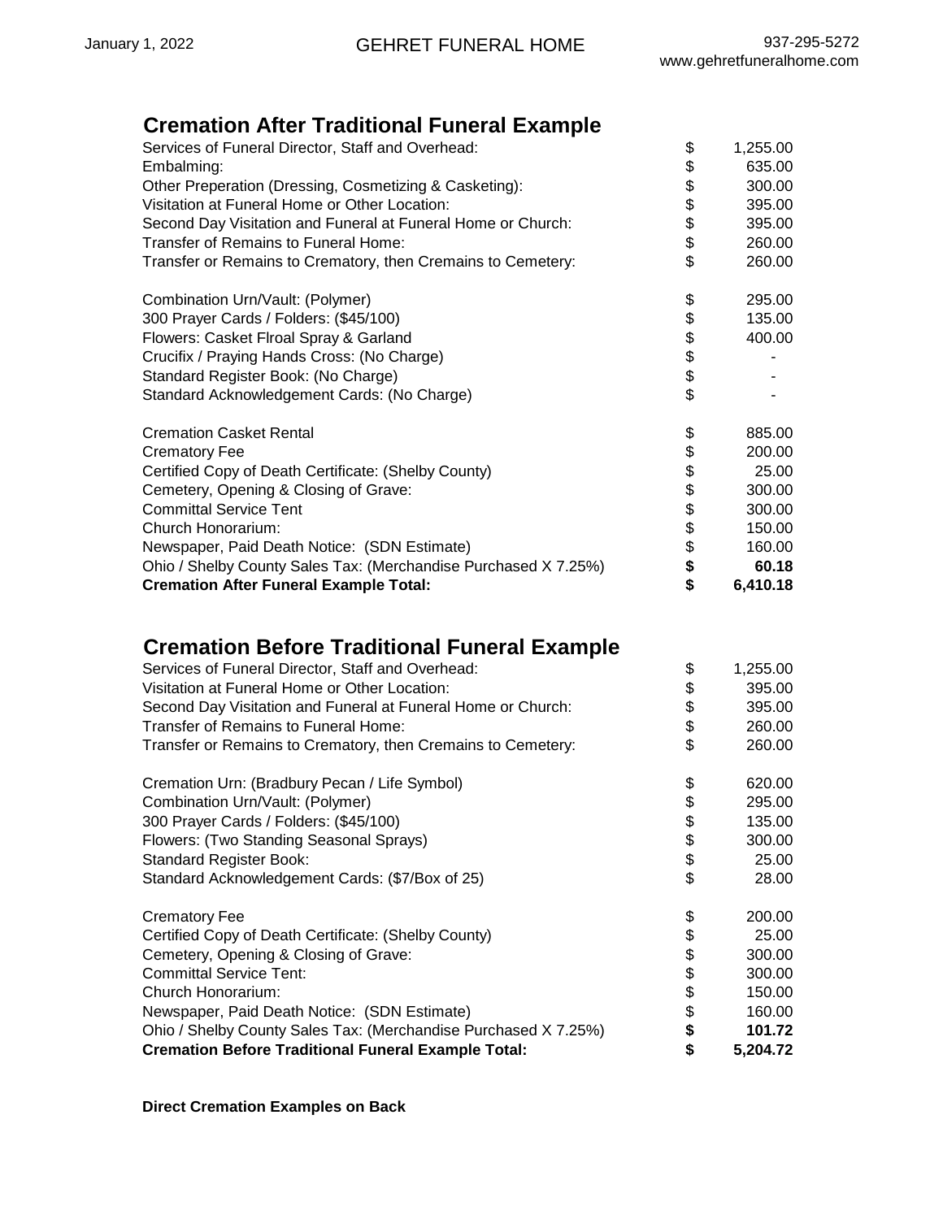January 1, 2022 GEHRET FUNERAL HOME 937-295-5272
www.gehretfuneralhome.com

## Cremation After Traditional Funeral Example

| Item | | Amount |
|---|---|---|
| Services of Funeral Director, Staff and Overhead: | $ | 1,255.00 |
| Embalming: | $ | 635.00 |
| Other Preperation (Dressing, Cosmetizing & Casketing): | $ | 300.00 |
| Visitation at Funeral Home or Other Location: | $ | 395.00 |
| Second Day Visitation and Funeral at Funeral Home or Church: | $ | 395.00 |
| Transfer of Remains to Funeral Home: | $ | 260.00 |
| Transfer or Remains to Crematory, then Cremains to Cemetery: | $ | 260.00 |
| | | |
| Combination Urn/Vault: (Polymer) | $ | 295.00 |
| 300 Prayer Cards / Folders: ($45/100) | $ | 135.00 |
| Flowers: Casket Flroal Spray & Garland | $ | 400.00 |
| Crucifix / Praying Hands Cross: (No Charge) | $ | - |
| Standard Register Book: (No Charge) | $ | - |
| Standard Acknowledgement Cards: (No Charge) | $ | - |
| | | |
| Cremation Casket Rental | $ | 885.00 |
| Crematory Fee | $ | 200.00 |
| Certified Copy of Death Certificate: (Shelby County) | $ | 25.00 |
| Cemetery, Opening & Closing of Grave: | $ | 300.00 |
| Committal Service Tent | $ | 300.00 |
| Church Honorarium: | $ | 150.00 |
| Newspaper, Paid Death Notice: (SDN Estimate) | $ | 160.00 |
| Ohio / Shelby County Sales Tax: (Merchandise Purchased X 7.25%) | **$** | **60.18** |
| **Cremation After Funeral Example Total:** | **$** | **6,410.18** |

## Cremation Before Traditional Funeral Example

| Item | | Amount |
|---|---|---|
| Services of Funeral Director, Staff and Overhead: | $ | 1,255.00 |
| Visitation at Funeral Home or Other Location: | $ | 395.00 |
| Second Day Visitation and Funeral at Funeral Home or Church: | $ | 395.00 |
| Transfer of Remains to Funeral Home: | $ | 260.00 |
| Transfer or Remains to Crematory, then Cremains to Cemetery: | $ | 260.00 |
| | | |
| Cremation Urn: (Bradbury Pecan / Life Symbol) | $ | 620.00 |
| Combination Urn/Vault: (Polymer) | $ | 295.00 |
| 300 Prayer Cards / Folders: ($45/100) | $ | 135.00 |
| Flowers: (Two Standing Seasonal Sprays) | $ | 300.00 |
| Standard Register Book: | $ | 25.00 |
| Standard Acknowledgement Cards: ($7/Box of 25) | $ | 28.00 |
| | | |
| Crematory Fee | $ | 200.00 |
| Certified Copy of Death Certificate: (Shelby County) | $ | 25.00 |
| Cemetery, Opening & Closing of Grave: | $ | 300.00 |
| Committal Service Tent: | $ | 300.00 |
| Church Honorarium: | $ | 150.00 |
| Newspaper, Paid Death Notice: (SDN Estimate) | $ | 160.00 |
| Ohio / Shelby County Sales Tax: (Merchandise Purchased X 7.25%) | **$** | **101.72** |
| **Cremation Before Traditional Funeral Example Total:** | **$** | **5,204.72** |

**Direct Cremation Examples on Back**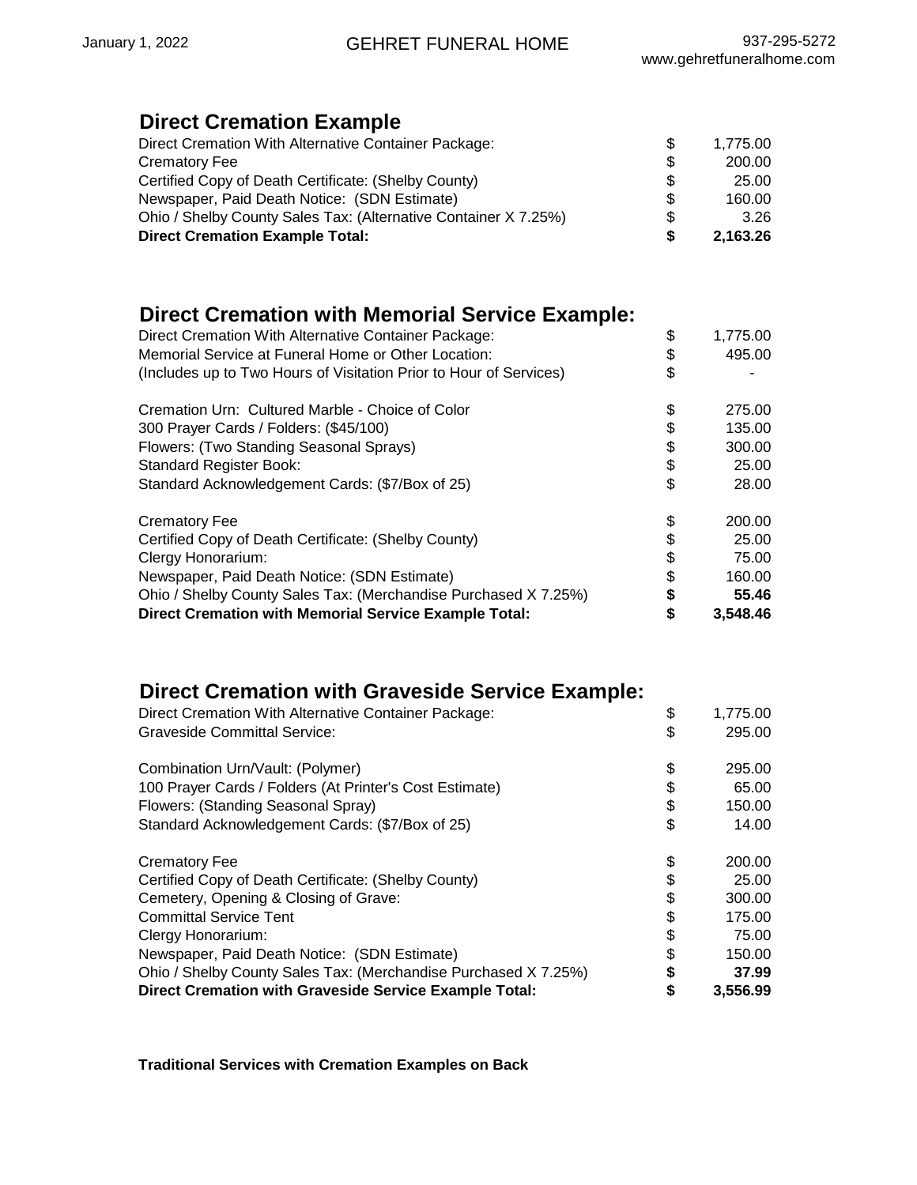## Direct Cremation Example

| | | |
|---|---|---|
| Direct Cremation With Alternative Container Package: | $ | 1,775.00 |
| Crematory Fee | $ | 200.00 |
| Certified Copy of Death Certificate: (Shelby County) | $ | 25.00 |
| Newspaper, Paid Death Notice: (SDN Estimate) | $ | 160.00 |
| Ohio / Shelby County Sales Tax: (Alternative Container X 7.25%) | $ | 3.26 |
| **Direct Cremation Example Total:** | **$** | **2,163.26** |

## Direct Cremation with Memorial Service Example:

| | | |
|---|---|---|
| Direct Cremation With Alternative Container Package: | $ | 1,775.00 |
| Memorial Service at Funeral Home or Other Location: | $ | 495.00 |
| (Includes up to Two Hours of Visitation Prior to Hour of Services) | $ | - |
| Cremation Urn: Cultured Marble - Choice of Color | $ | 275.00 |
| 300 Prayer Cards / Folders: ($45/100) | $ | 135.00 |
| Flowers: (Two Standing Seasonal Sprays) | $ | 300.00 |
| Standard Register Book: | $ | 25.00 |
| Standard Acknowledgement Cards: ($7/Box of 25) | $ | 28.00 |
| Crematory Fee | $ | 200.00 |
| Certified Copy of Death Certificate: (Shelby County) | $ | 25.00 |
| Clergy Honorarium: | $ | 75.00 |
| Newspaper, Paid Death Notice: (SDN Estimate) | $ | 160.00 |
| Ohio / Shelby County Sales Tax: (Merchandise Purchased X 7.25%) | **$** | **55.46** |
| **Direct Cremation with Memorial Service Example Total:** | **$** | **3,548.46** |

## Direct Cremation with Graveside Service Example:

| | | |
|---|---|---|
| Direct Cremation With Alternative Container Package: | $ | 1,775.00 |
| Graveside Committal Service: | $ | 295.00 |
| Combination Urn/Vault: (Polymer) | $ | 295.00 |
| 100 Prayer Cards / Folders (At Printer's Cost Estimate) | $ | 65.00 |
| Flowers: (Standing Seasonal Spray) | $ | 150.00 |
| Standard Acknowledgement Cards: ($7/Box of 25) | $ | 14.00 |
| Crematory Fee | $ | 200.00 |
| Certified Copy of Death Certificate: (Shelby County) | $ | 25.00 |
| Cemetery, Opening & Closing of Grave: | $ | 300.00 |
| Committal Service Tent | $ | 175.00 |
| Clergy Honorarium: | $ | 75.00 |
| Newspaper, Paid Death Notice: (SDN Estimate) | $ | 150.00 |
| Ohio / Shelby County Sales Tax: (Merchandise Purchased X 7.25%) | **$** | **37.99** |
| **Direct Cremation with Graveside Service Example Total:** | **$** | **3,556.99** |

**Traditional Services with Cremation Examples on Back**